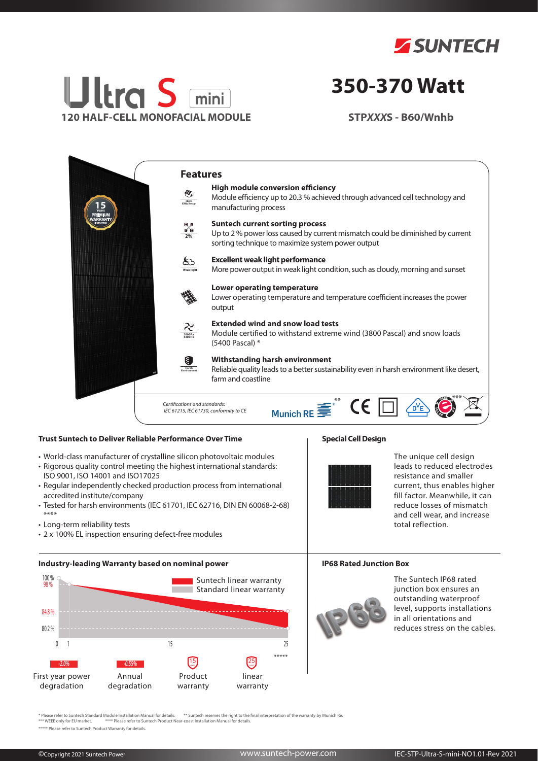# Ultra S mini

**120 HALF-CELL MONOFACIAL MODULE**

# 350-370 Watt

**STP*XXX*S - B60/Wnhb**

## Features

**High module conversion efficiency**
Module efficiency up to 20.3 % achieved through advanced cell technology and manufacturing process

**Suntech current sorting process**
Up to 2 % power loss caused by current mismatch could be diminished by current sorting technique to maximize system power output

**Excellent weak light performance**
More power output in weak light condition, such as cloudy, morning and sunset

**Lower operating temperature**
Lower operating temperature and temperature coefficient increases the power output

**Extended wind and snow load tests**
Module certified to withstand extreme wind (3800 Pascal) and snow loads (5400 Pascal) *

**Withstanding harsh environment**
Reliable quality leads to a better sustainability even in harsh environment like desert, farm and coastline

*Certifications and standards:*
*IEC 61215, IEC 61730, conformity to CE*

Munich RE **

***

### Trust Suntech to Deliver Reliable Performance Over Time

- World-class manufacturer of crystalline silicon photovoltaic modules
- Rigorous quality control meeting the highest international standards: ISO 9001, ISO 14001 and ISO17025
- Regular independently checked production process from international accredited institute/company
- Tested for harsh environments (IEC 61701, IEC 62716, DIN EN 60068-2-68) ****
- Long-term reliability tests
- 2 x 100% EL inspection ensuring defect-free modules

### Special Cell Design

The unique cell design leads to reduced electrodes resistance and smaller current, thus enables higher fill factor. Meanwhile, it can reduce losses of mismatch and cell wear, and increase total reflection.

### Industry-leading Warranty based on nominal power

Suntech linear warranty
Standard linear warranty

100 %
98 %
84.8 %
80.2 %
0 1 15 25

*****

-2.0% First year power degradation

-0.55% Annual degradation

15 Product warranty

25 linear warranty

### IP68 Rated Junction Box

The Suntech IP68 rated junction box ensures an outstanding waterproof level, supports installations in all orientations and reduces stress on the cables.

\* Please refer to Suntech Standard Module Installation Manual for details. ** Suntech reserves the right to the final interpretation of the warranty by Munich Re.
*** WEEE only for EU market. **** Please refer to Suntech Product Near-coast Installation Manual for details.
***** Please refer to Suntech Product Warranty for details.

©Copyright 2021 Suntech Power www.suntech-power.com IEC-STP-Ultra-S-mini-NO1.01-Rev 2021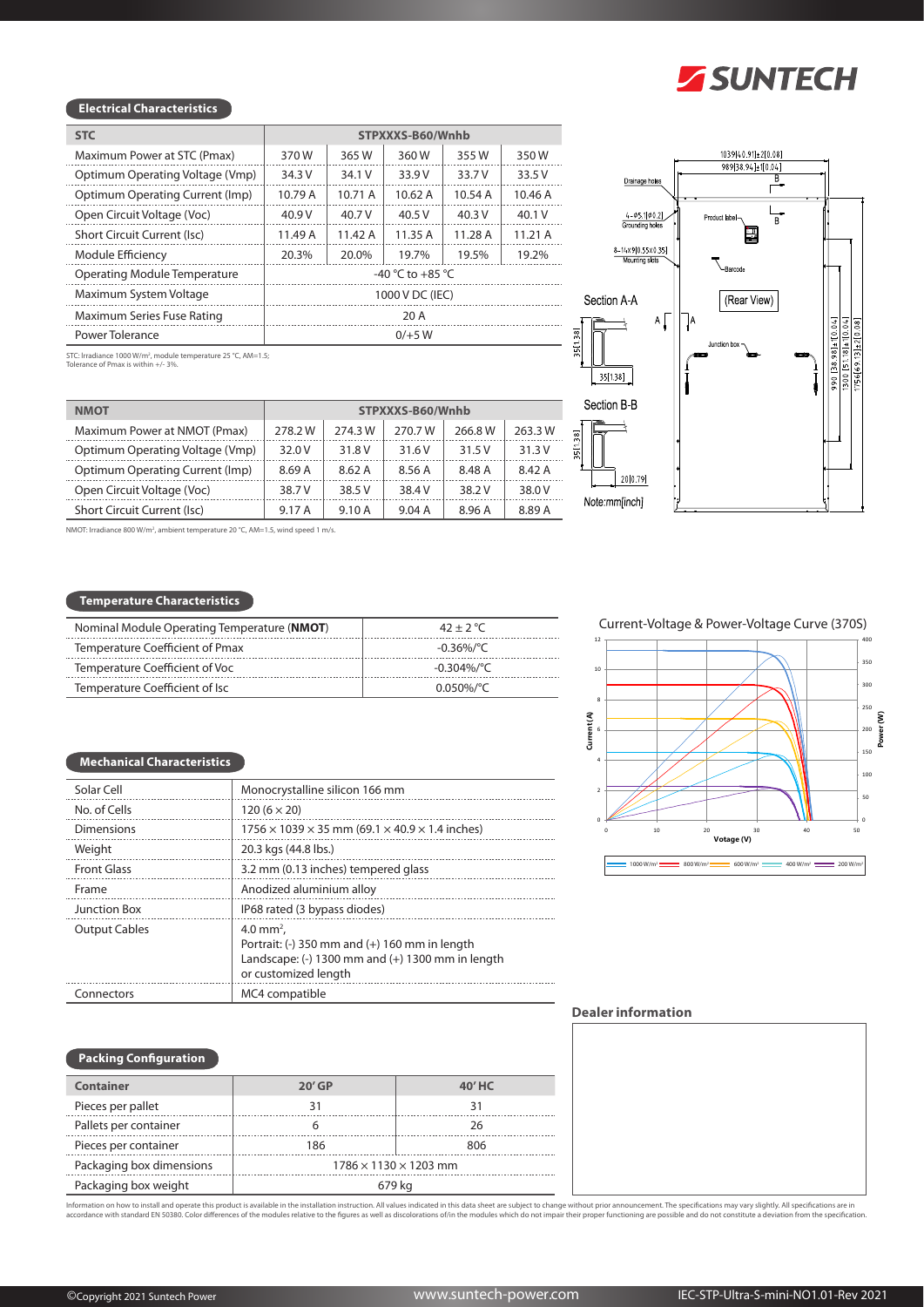## Electrical Characteristics

| STC | STPXXXS-B60/Wnhb | | | | |
|---|---|---|---|---|---|
| Maximum Power at STC (Pmax) | 370 W | 365 W | 360 W | 355 W | 350 W |
| Optimum Operating Voltage (Vmp) | 34.3 V | 34.1 V | 33.9 V | 33.7 V | 33.5 V |
| Optimum Operating Current (Imp) | 10.79 A | 10.71 A | 10.62 A | 10.54 A | 10.46 A |
| Open Circuit Voltage (Voc) | 40.9 V | 40.7 V | 40.5 V | 40.3 V | 40.1 V |
| Short Circuit Current (Isc) | 11.49 A | 11.42 A | 11.35 A | 11.28 A | 11.21 A |
| Module Efficiency | 20.3% | 20.0% | 19.7% | 19.5% | 19.2% |
| Operating Module Temperature | -40 °C to +85 °C | | | | |
| Maximum System Voltage | 1000 V DC (IEC) | | | | |
| Maximum Series Fuse Rating | 20 A | | | | |
| Power Tolerance | 0/+5 W | | | | |

STC: Irradiance 1000 W/m², module temperature 25 °C, AM=1.5;
Tolerance of Pmax is within +/- 3%.

| NMOT | STPXXXS-B60/Wnhb | | | | |
|---|---|---|---|---|---|
| Maximum Power at NMOT (Pmax) | 278.2 W | 274.3 W | 270.7 W | 266.8 W | 263.3 W |
| Optimum Operating Voltage (Vmp) | 32.0 V | 31.8 V | 31.6 V | 31.5 V | 31.3 V |
| Optimum Operating Current (Imp) | 8.69 A | 8.62 A | 8.56 A | 8.48 A | 8.42 A |
| Open Circuit Voltage (Voc) | 38.7 V | 38.5 V | 38.4 V | 38.2 V | 38.0 V |
| Short Circuit Current (Isc) | 9.17 A | 9.10 A | 9.04 A | 8.96 A | 8.89 A |

NMOT: Irradiance 800 W/m², ambient temperature 20 °C, AM=1.5, wind speed 1 m/s.

1039[40.91]±2[0.08]
989[38.94]±1[0.04]
Drainage holes
4-Ø5.1[Ø0.2] Grounding holes
8-14x9[0.55x0.35] Mounting slots
Product label
Barcode
(Rear View)
Junction box
990 [38.98]±1[0.04]
1300 [51.18]±1[0.04]
1756[69.13]±2[0.08]
Section A-A
35[1.38]
35[1.38]
Section B-B
35[1.38]
20[0.79]
Note:mm[inch]

## Temperature Characteristics

| | |
|---|---|
| Nominal Module Operating Temperature (**NMOT**) | 42 ± 2 °C |
| Temperature Coefficient of Pmax | -0.36%/°C |
| Temperature Coefficient of Voc | -0.304%/°C |
| Temperature Coefficient of Isc | 0.050%/°C |

Current-Voltage & Power-Voltage Curve (370S)

Current (A): 0, 2, 4, 6, 8, 10, 12
Power (W): 0, 50, 100, 150, 200, 250, 300, 350, 400
Votage (V): 0, 10, 20, 30, 40, 50
1000 W/m² 800 W/m² 600 W/m² 400 W/m² 200 W/m²

## Mechanical Characteristics

| | |
|---|---|
| Solar Cell | Monocrystalline silicon 166 mm |
| No. of Cells | 120 (6 × 20) |
| Dimensions | 1756 × 1039 × 35 mm (69.1 × 40.9 × 1.4 inches) |
| Weight | 20.3 kgs (44.8 lbs.) |
| Front Glass | 3.2 mm (0.13 inches) tempered glass |
| Frame | Anodized aluminium alloy |
| Junction Box | IP68 rated (3 bypass diodes) |
| Output Cables | 4.0 mm², Portrait: (-) 350 mm and (+) 160 mm in length Landscape: (-) 1300 mm and (+) 1300 mm in length or customized length |
| Connectors | MC4 compatible |

## Packing Configuration

| Container | 20' GP | 40' HC |
|---|---|---|
| Pieces per pallet | 31 | 31 |
| Pallets per container | 6 | 26 |
| Pieces per container | 186 | 806 |
| Packaging box dimensions | 1786 × 1130 × 1203 mm | |
| Packaging box weight | 679 kg | |

**Dealer information**

Information on how to install and operate this product is available in the installation instruction. All values indicated in this data sheet are subject to change without prior announcement. The specifications may vary slightly. All specifications are in accordance with standard EN 50380. Color differences of the modules relative to the figures as well as discolorations of/in the modules which do not impair their proper functioning are possible and do not constitute a deviation from the specification.

©Copyright 2021 Suntech Power www.suntech-power.com IEC-STP-Ultra-S-mini-NO1.01-Rev 2021